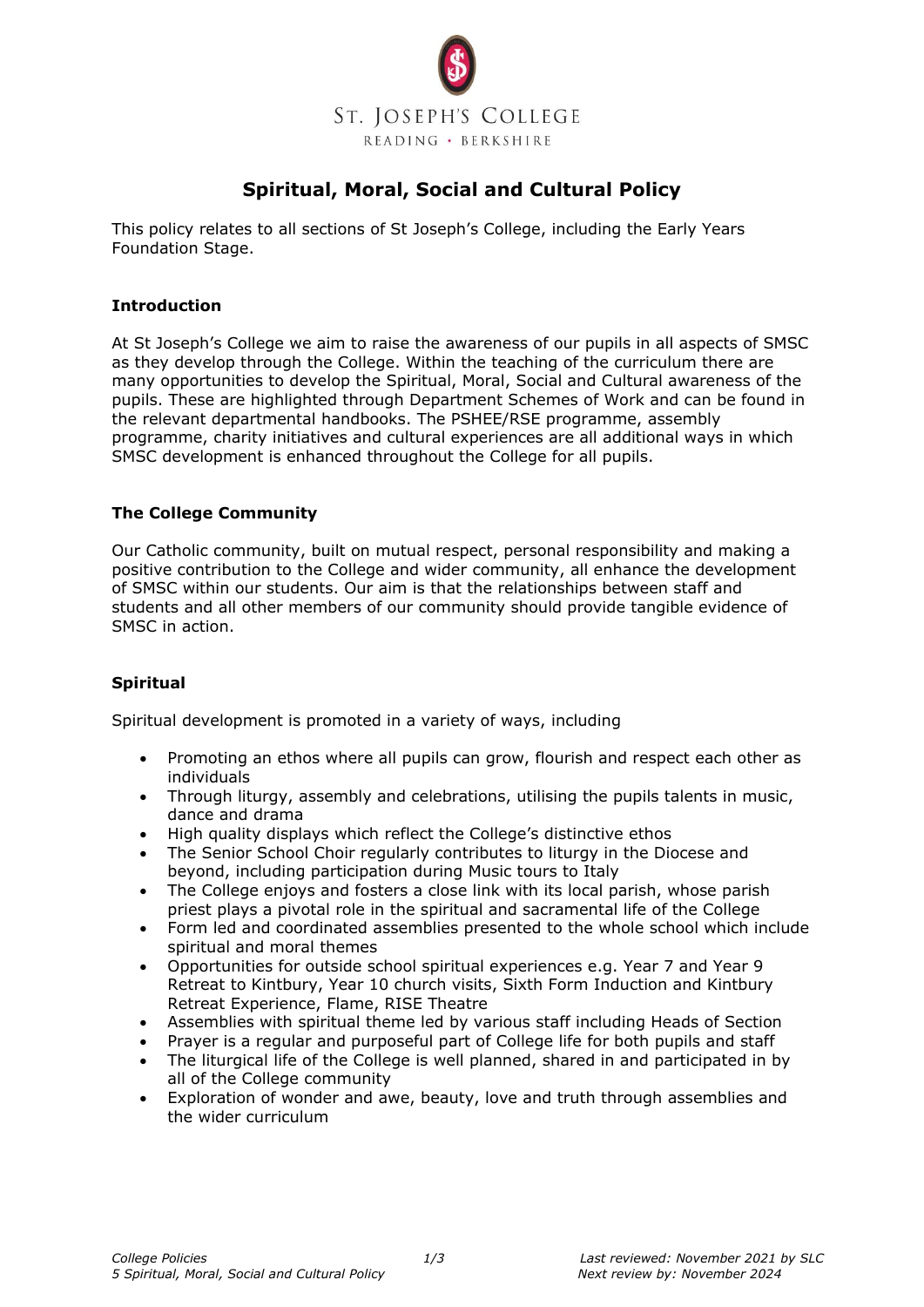ST. JOSEPH'S COLLEGE
READING · BERKSHIRE

# Spiritual, Moral, Social and Cultural Policy

This policy relates to all sections of St Joseph's College, including the Early Years Foundation Stage.

## Introduction

At St Joseph's College we aim to raise the awareness of our pupils in all aspects of SMSC as they develop through the College. Within the teaching of the curriculum there are many opportunities to develop the Spiritual, Moral, Social and Cultural awareness of the pupils. These are highlighted through Department Schemes of Work and can be found in the relevant departmental handbooks. The PSHEE/RSE programme, assembly programme, charity initiatives and cultural experiences are all additional ways in which SMSC development is enhanced throughout the College for all pupils.

## The College Community

Our Catholic community, built on mutual respect, personal responsibility and making a positive contribution to the College and wider community, all enhance the development of SMSC within our students. Our aim is that the relationships between staff and students and all other members of our community should provide tangible evidence of SMSC in action.

## Spiritual

Spiritual development is promoted in a variety of ways, including

- Promoting an ethos where all pupils can grow, flourish and respect each other as individuals
- Through liturgy, assembly and celebrations, utilising the pupils talents in music, dance and drama
- High quality displays which reflect the College's distinctive ethos
- The Senior School Choir regularly contributes to liturgy in the Diocese and beyond, including participation during Music tours to Italy
- The College enjoys and fosters a close link with its local parish, whose parish priest plays a pivotal role in the spiritual and sacramental life of the College
- Form led and coordinated assemblies presented to the whole school which include spiritual and moral themes
- Opportunities for outside school spiritual experiences e.g. Year 7 and Year 9 Retreat to Kintbury, Year 10 church visits, Sixth Form Induction and Kintbury Retreat Experience, Flame, RISE Theatre
- Assemblies with spiritual theme led by various staff including Heads of Section
- Prayer is a regular and purposeful part of College life for both pupils and staff
- The liturgical life of the College is well planned, shared in and participated in by all of the College community
- Exploration of wonder and awe, beauty, love and truth through assemblies and the wider curriculum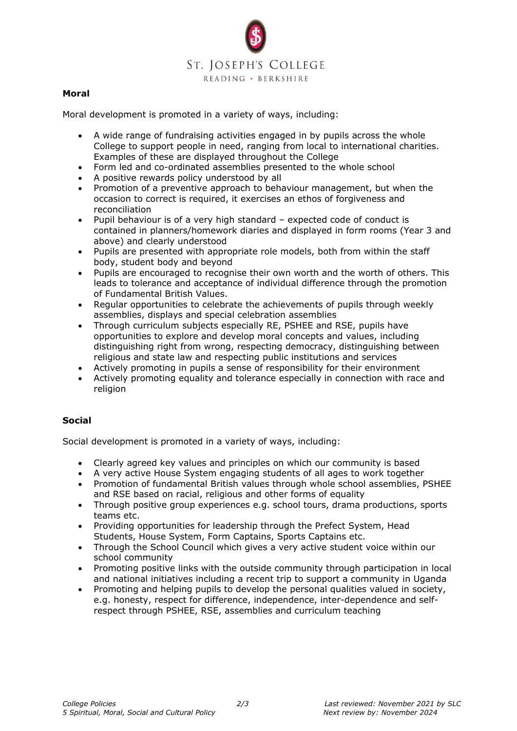**Moral**

Moral development is promoted in a variety of ways, including:

- A wide range of fundraising activities engaged in by pupils across the whole College to support people in need, ranging from local to international charities. Examples of these are displayed throughout the College
- Form led and co-ordinated assemblies presented to the whole school
- A positive rewards policy understood by all
- Promotion of a preventive approach to behaviour management, but when the occasion to correct is required, it exercises an ethos of forgiveness and reconciliation
- Pupil behaviour is of a very high standard – expected code of conduct is contained in planners/homework diaries and displayed in form rooms (Year 3 and above) and clearly understood
- Pupils are presented with appropriate role models, both from within the staff body, student body and beyond
- Pupils are encouraged to recognise their own worth and the worth of others. This leads to tolerance and acceptance of individual difference through the promotion of Fundamental British Values.
- Regular opportunities to celebrate the achievements of pupils through weekly assemblies, displays and special celebration assemblies
- Through curriculum subjects especially RE, PSHEE and RSE, pupils have opportunities to explore and develop moral concepts and values, including distinguishing right from wrong, respecting democracy, distinguishing between religious and state law and respecting public institutions and services
- Actively promoting in pupils a sense of responsibility for their environment
- Actively promoting equality and tolerance especially in connection with race and religion

**Social**

Social development is promoted in a variety of ways, including:

- Clearly agreed key values and principles on which our community is based
- A very active House System engaging students of all ages to work together
- Promotion of fundamental British values through whole school assemblies, PSHEE and RSE based on racial, religious and other forms of equality
- Through positive group experiences e.g. school tours, drama productions, sports teams etc.
- Providing opportunities for leadership through the Prefect System, Head Students, House System, Form Captains, Sports Captains etc.
- Through the School Council which gives a very active student voice within our school community
- Promoting positive links with the outside community through participation in local and national initiatives including a recent trip to support a community in Uganda
- Promoting and helping pupils to develop the personal qualities valued in society, e.g. honesty, respect for difference, independence, inter-dependence and self-respect through PSHEE, RSE, assemblies and curriculum teaching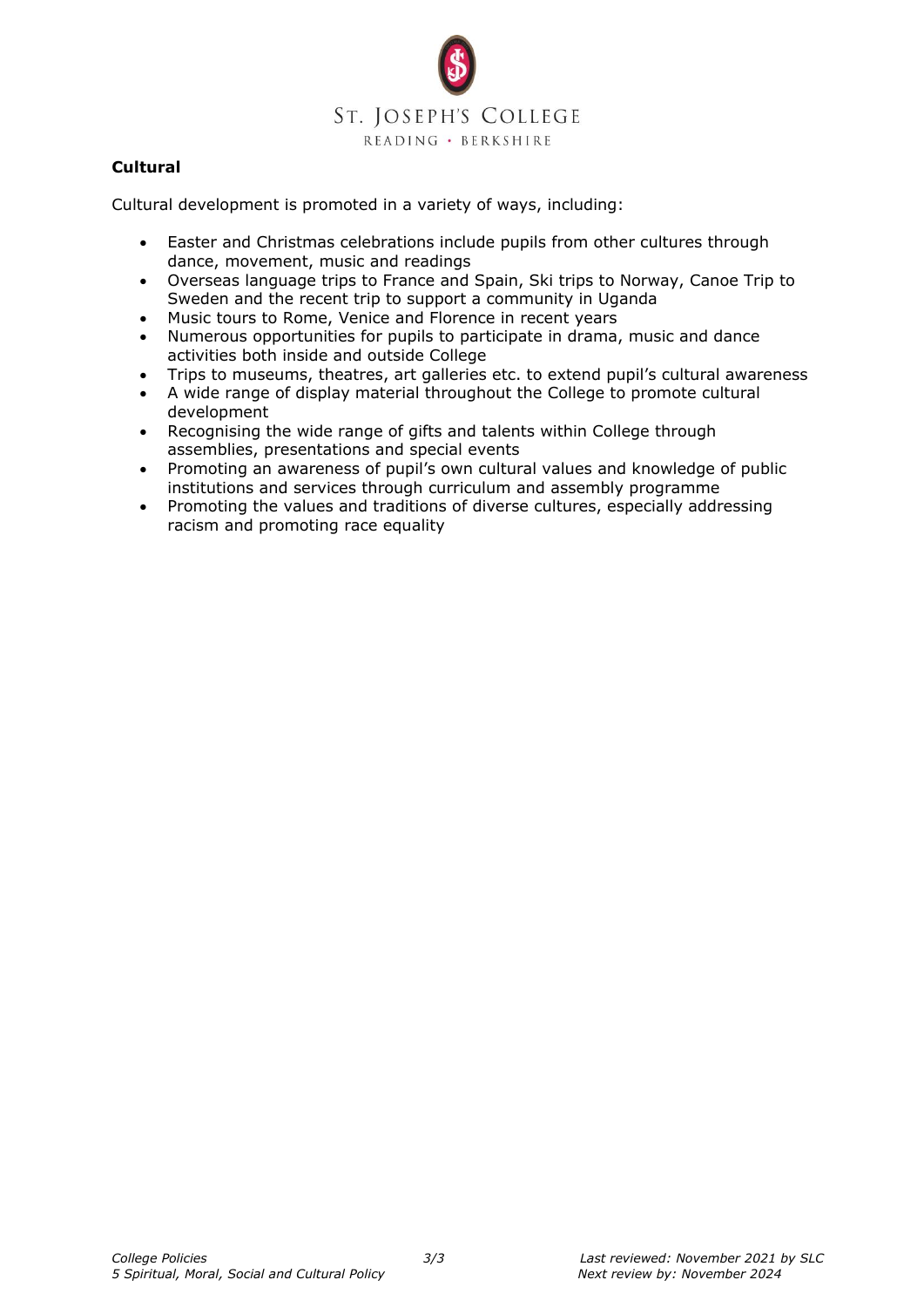**Cultural**

Cultural development is promoted in a variety of ways, including:

- Easter and Christmas celebrations include pupils from other cultures through dance, movement, music and readings
- Overseas language trips to France and Spain, Ski trips to Norway, Canoe Trip to Sweden and the recent trip to support a community in Uganda
- Music tours to Rome, Venice and Florence in recent years
- Numerous opportunities for pupils to participate in drama, music and dance activities both inside and outside College
- Trips to museums, theatres, art galleries etc. to extend pupil's cultural awareness
- A wide range of display material throughout the College to promote cultural development
- Recognising the wide range of gifts and talents within College through assemblies, presentations and special events
- Promoting an awareness of pupil's own cultural values and knowledge of public institutions and services through curriculum and assembly programme
- Promoting the values and traditions of diverse cultures, especially addressing racism and promoting race equality